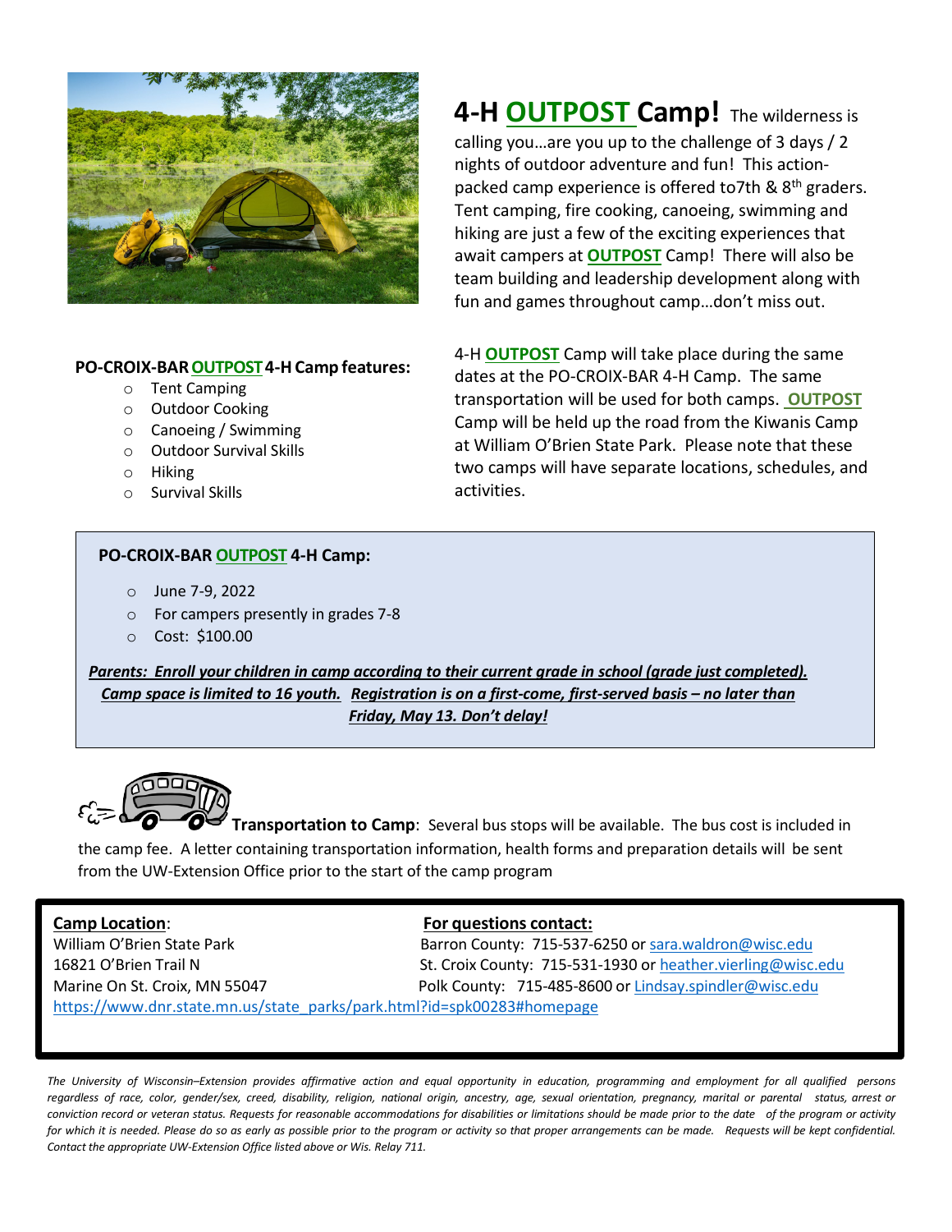# 4-H OUTPOST Camp!

The wilderness is calling you…are you up to the challenge of 3 days / 2 nights of outdoor adventure and fun! This action-packed camp experience is offered to7th & 8th graders. Tent camping, fire cooking, canoeing, swimming and hiking are just a few of the exciting experiences that await campers at **OUTPOST** Camp! There will also be team building and leadership development along with fun and games throughout camp…don't miss out.

**PO-CROIX-BAR OUTPOST 4-H Camp features:**

- Tent Camping
- Outdoor Cooking
- Canoeing / Swimming
- Outdoor Survival Skills
- Hiking
- Survival Skills

4-H **OUTPOST** Camp will take place during the same dates at the PO-CROIX-BAR 4-H Camp. The same transportation will be used for both camps. **OUTPOST** Camp will be held up the road from the Kiwanis Camp at William O'Brien State Park. Please note that these two camps will have separate locations, schedules, and activities.

**PO-CROIX-BAR OUTPOST 4-H Camp:**

- June 7-9, 2022
- For campers presently in grades 7-8
- Cost: $100.00

***Parents: Enroll your children in camp according to their current grade in school (grade just completed). Camp space is limited to 16 youth. Registration is on a first-come, first-served basis – no later than Friday, May 13. Don't delay!***

**Transportation to Camp**: Several bus stops will be available. The bus cost is included in the camp fee. A letter containing transportation information, health forms and preparation details will be sent from the UW-Extension Office prior to the start of the camp program

**Camp Location**:
William O'Brien State Park
16821 O'Brien Trail N
Marine On St. Croix, MN 55047
https://www.dnr.state.mn.us/state_parks/park.html?id=spk00283#homepage

**For questions contact:**
Barron County: 715-537-6250 or sara.waldron@wisc.edu
St. Croix County: 715-531-1930 or heather.vierling@wisc.edu
Polk County: 715-485-8600 or Lindsay.spindler@wisc.edu

*The University of Wisconsin–Extension provides affirmative action and equal opportunity in education, programming and employment for all qualified persons regardless of race, color, gender/sex, creed, disability, religion, national origin, ancestry, age, sexual orientation, pregnancy, marital or parental status, arrest or conviction record or veteran status. Requests for reasonable accommodations for disabilities or limitations should be made prior to the date of the program or activity for which it is needed. Please do so as early as possible prior to the program or activity so that proper arrangements can be made. Requests will be kept confidential. Contact the appropriate UW-Extension Office listed above or Wis. Relay 711.*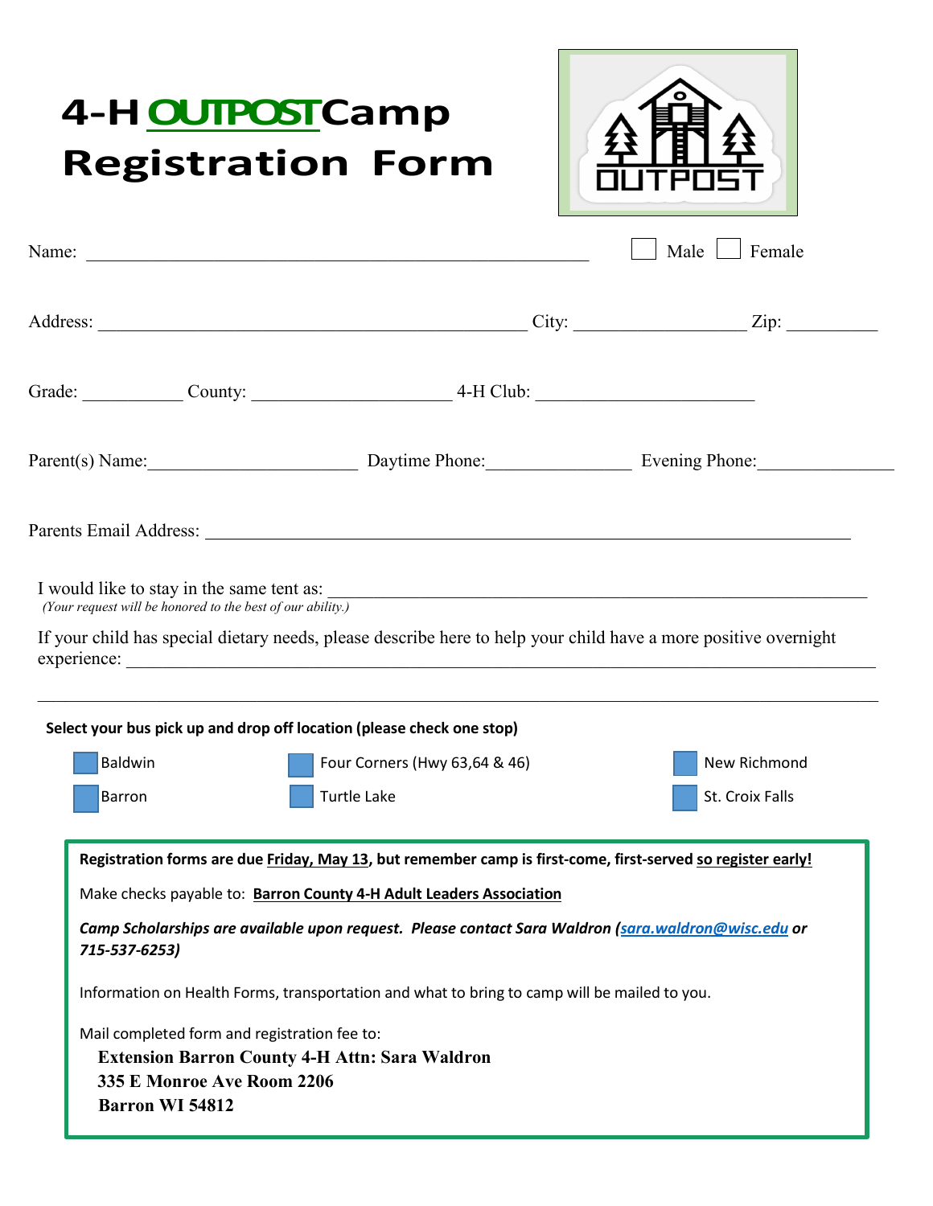# 4-H OUTPOST Camp Registration Form

Name: ______________________________________________________ ☐ Male ☐ Female

Address: _____________________________________________ City: __________________ Zip: __________

Grade: ___________ County: ______________________ 4-H Club: ________________________

Parent(s) Name:_______________________ Daytime Phone:________________ Evening Phone:_______________

Parents Email Address: ______________________________________________________________________

I would like to stay in the same tent as: ________________________________________________________

*(Your request will be honored to the best of our ability.)*

If your child has special dietary needs, please describe here to help your child have a more positive overnight experience: ______________________________________________________________________________

_____________________________________________________________________________________________

**Select your bus pick up and drop off location (please check one stop)**

- ☐ Baldwin
- ☐ Barron
- ☐ Four Corners (Hwy 63,64 & 46)
- ☐ Turtle Lake
- ☐ New Richmond
- ☐ St. Croix Falls

**Registration forms are due Friday, May 13, but remember camp is first-come, first-served so register early!**

Make checks payable to: **Barron County 4-H Adult Leaders Association**

***Camp Scholarships are available upon request. Please contact Sara Waldron (sara.waldron@wisc.edu or 715-537-6253)***

Information on Health Forms, transportation and what to bring to camp will be mailed to you.

Mail completed form and registration fee to:

**Extension Barron County 4-H Attn: Sara Waldron**
**335 E Monroe Ave Room 2206**
**Barron WI 54812**